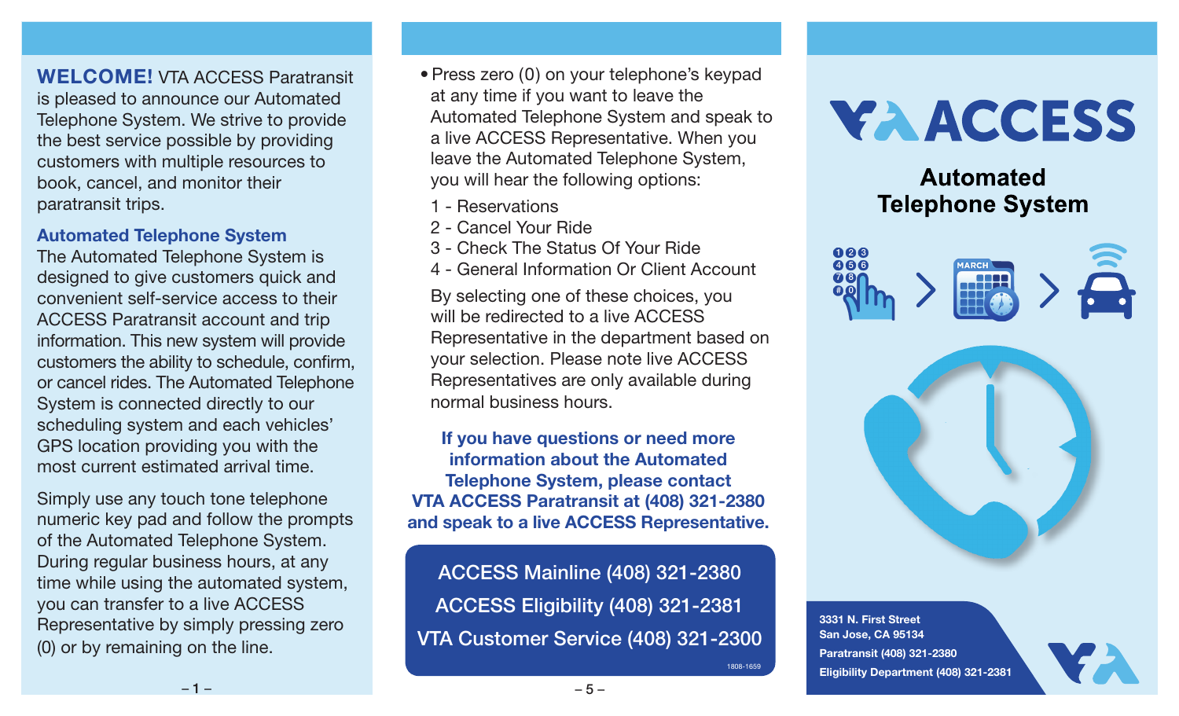**WELCOME!** VTA ACCESS Paratransit is pleased to announce our Automated Telephone System. We strive to provide the best service possible by providing customers with multiple resources to book, cancel, and monitor their paratransit trips.

## Automated Telephone System

The Automated Telephone System is designed to give customers quick and convenient self-service access to their ACCESS Paratransit account and trip information. This new system will provide customers the ability to schedule, confirm, or cancel rides. The Automated Telephone System is connected directly to our scheduling system and each vehicles' GPS location providing you with the most current estimated arrival time.

Simply use any touch tone telephone numeric key pad and follow the prompts of the Automated Telephone System. During regular business hours, at any time while using the automated system, you can transfer to a live ACCESS Representative by simply pressing zero (0) or by remaining on the line.

- Press zero (0) on your telephone's keypad at any time if you want to leave the Automated Telephone System and speak to a live ACCESS Representative. When you leave the Automated Telephone System, you will hear the following options:

1 - Reservations
2 - Cancel Your Ride
3 - Check The Status Of Your Ride
4 - General Information Or Client Account

By selecting one of these choices, you will be redirected to a live ACCESS Representative in the department based on your selection. Please note live ACCESS Representatives are only available during normal business hours.

**If you have questions or need more information about the Automated Telephone System, please contact VTA ACCESS Paratransit at (408) 321-2380 and speak to a live ACCESS Representative.**

ACCESS Mainline (408) 321-2380
ACCESS Eligibility (408) 321-2381
VTA Customer Service (408) 321-2300

1808-1659

# VTA ACCESS

## Automated Telephone System

3331 N. First Street
San Jose, CA 95134
Paratransit (408) 321-2380
Eligibility Department (408) 321-2381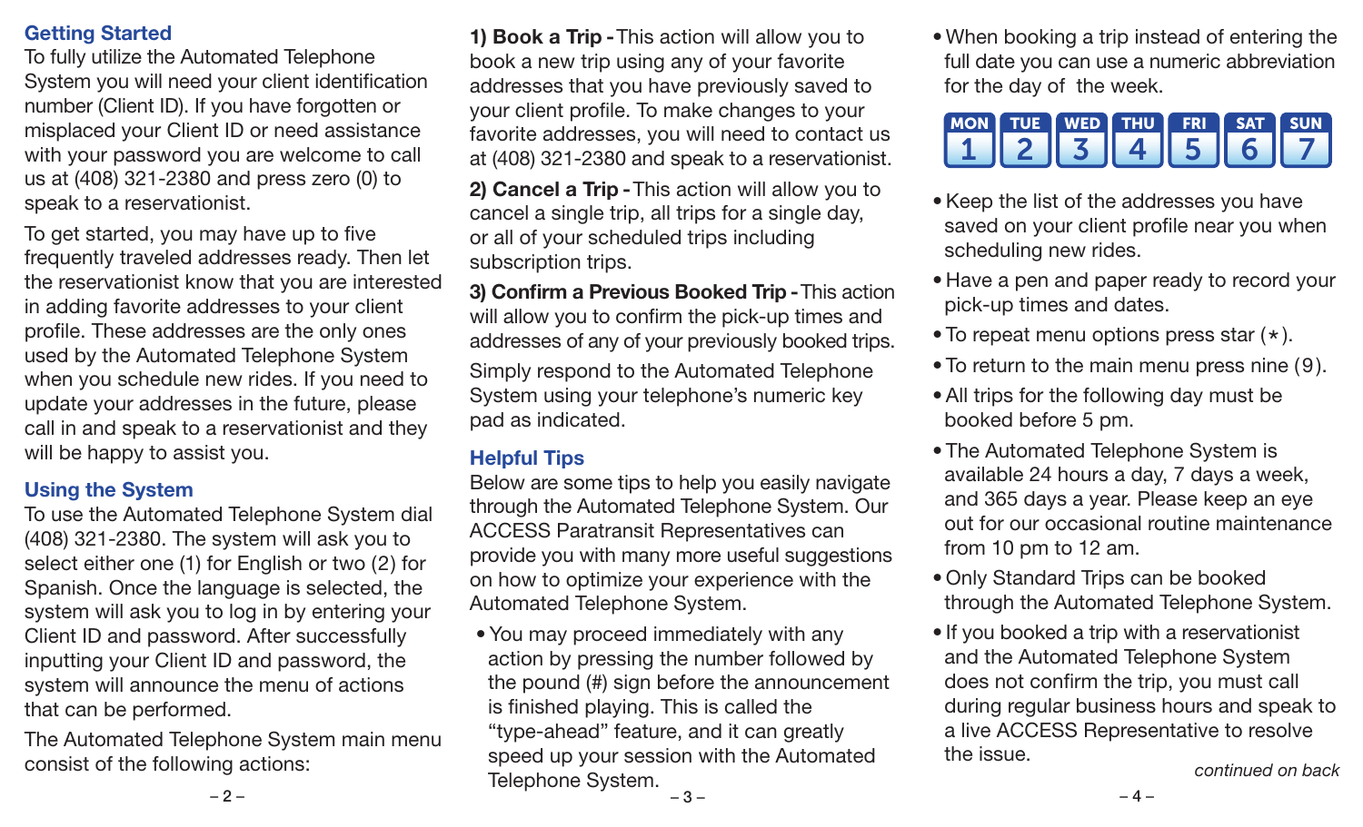## Getting Started

To fully utilize the Automated Telephone System you will need your client identification number (Client ID). If you have forgotten or misplaced your Client ID or need assistance with your password you are welcome to call us at (408) 321-2380 and press zero (0) to speak to a reservationist.

To get started, you may have up to five frequently traveled addresses ready. Then let the reservationist know that you are interested in adding favorite addresses to your client profile. These addresses are the only ones used by the Automated Telephone System when you schedule new rides. If you need to update your addresses in the future, please call in and speak to a reservationist and they will be happy to assist you.

## Using the System

To use the Automated Telephone System dial (408) 321-2380. The system will ask you to select either one (1) for English or two (2) for Spanish. Once the language is selected, the system will ask you to log in by entering your Client ID and password. After successfully inputting your Client ID and password, the system will announce the menu of actions that can be performed.

The Automated Telephone System main menu consist of the following actions:

**1) Book a Trip -** This action will allow you to book a new trip using any of your favorite addresses that you have previously saved to your client profile. To make changes to your favorite addresses, you will need to contact us at (408) 321-2380 and speak to a reservationist.

**2) Cancel a Trip -** This action will allow you to cancel a single trip, all trips for a single day, or all of your scheduled trips including subscription trips.

**3) Confirm a Previous Booked Trip -** This action will allow you to confirm the pick-up times and addresses of any of your previously booked trips.

Simply respond to the Automated Telephone System using your telephone's numeric key pad as indicated.

## Helpful Tips

Below are some tips to help you easily navigate through the Automated Telephone System. Our ACCESS Paratransit Representatives can provide you with many more useful suggestions on how to optimize your experience with the Automated Telephone System.

- You may proceed immediately with any action by pressing the number followed by the pound (#) sign before the announcement is finished playing. This is called the "type-ahead" feature, and it can greatly speed up your session with the Automated Telephone System.
- When booking a trip instead of entering the full date you can use a numeric abbreviation for the day of the week.

| MON | TUE | WED | THU | FRI | SAT | SUN |
|---|---|---|---|---|---|---|
| 1 | 2 | 3 | 4 | 5 | 6 | 7 |

- Keep the list of the addresses you have saved on your client profile near you when scheduling new rides.
- Have a pen and paper ready to record your pick-up times and dates.
- To repeat menu options press star (*).
- To return to the main menu press nine (9).
- All trips for the following day must be booked before 5 pm.
- The Automated Telephone System is available 24 hours a day, 7 days a week, and 365 days a year. Please keep an eye out for our occasional routine maintenance from 10 pm to 12 am.
- Only Standard Trips can be booked through the Automated Telephone System.
- If you booked a trip with a reservationist and the Automated Telephone System does not confirm the trip, you must call during regular business hours and speak to a live ACCESS Representative to resolve the issue.

*continued on back*